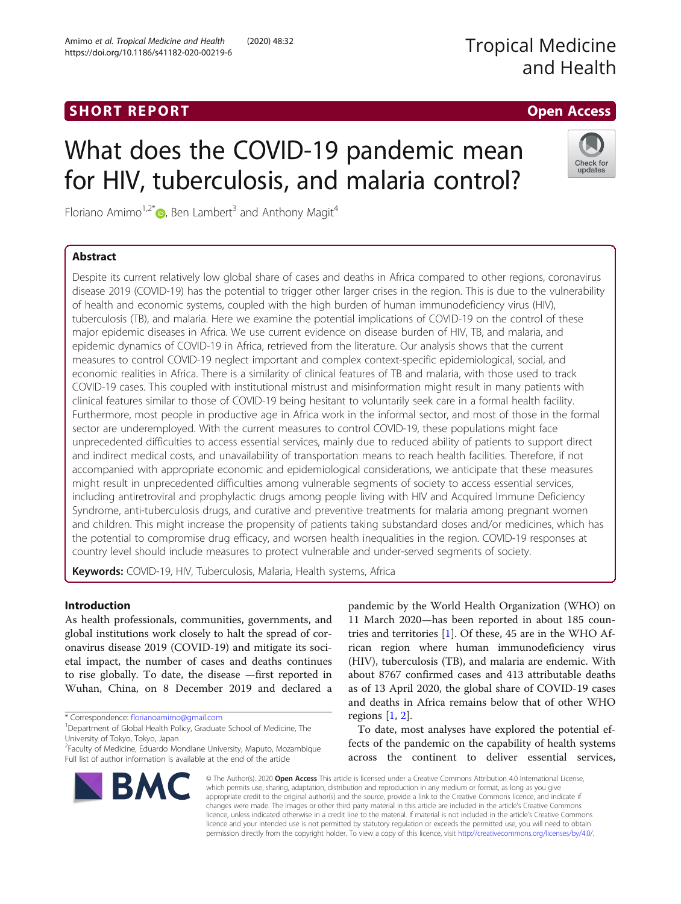SHORT REPORT

Open Access

# What does the COVID-19 pandemic mean for HIV, tuberculosis, and malaria control?

Floriano Amimo[1,2*], Ben Lambert[3] and Anthony Magit[4]

## Abstract

Despite its current relatively low global share of cases and deaths in Africa compared to other regions, coronavirus disease 2019 (COVID-19) has the potential to trigger other larger crises in the region. This is due to the vulnerability of health and economic systems, coupled with the high burden of human immunodeficiency virus (HIV), tuberculosis (TB), and malaria. Here we examine the potential implications of COVID-19 on the control of these major epidemic diseases in Africa. We use current evidence on disease burden of HIV, TB, and malaria, and epidemic dynamics of COVID-19 in Africa, retrieved from the literature. Our analysis shows that the current measures to control COVID-19 neglect important and complex context-specific epidemiological, social, and economic realities in Africa. There is a similarity of clinical features of TB and malaria, with those used to track COVID-19 cases. This coupled with institutional mistrust and misinformation might result in many patients with clinical features similar to those of COVID-19 being hesitant to voluntarily seek care in a formal health facility. Furthermore, most people in productive age in Africa work in the informal sector, and most of those in the formal sector are underemployed. With the current measures to control COVID-19, these populations might face unprecedented difficulties to access essential services, mainly due to reduced ability of patients to support direct and indirect medical costs, and unavailability of transportation means to reach health facilities. Therefore, if not accompanied with appropriate economic and epidemiological considerations, we anticipate that these measures might result in unprecedented difficulties among vulnerable segments of society to access essential services, including antiretroviral and prophylactic drugs among people living with HIV and Acquired Immune Deficiency Syndrome, anti-tuberculosis drugs, and curative and preventive treatments for malaria among pregnant women and children. This might increase the propensity of patients taking substandard doses and/or medicines, which has the potential to compromise drug efficacy, and worsen health inequalities in the region. COVID-19 responses at country level should include measures to protect vulnerable and under-served segments of society.

**Keywords:** COVID-19, HIV, Tuberculosis, Malaria, Health systems, Africa

## Introduction

As health professionals, communities, governments, and global institutions work closely to halt the spread of coronavirus disease 2019 (COVID-19) and mitigate its societal impact, the number of cases and deaths continues to rise globally. To date, the disease —first reported in Wuhan, China, on 8 December 2019 and declared a pandemic by the World Health Organization (WHO) on 11 March 2020—has been reported in about 185 countries and territories [1]. Of these, 45 are in the WHO African region where human immunodeficiency virus (HIV), tuberculosis (TB), and malaria are endemic. With about 8767 confirmed cases and 413 attributable deaths as of 13 April 2020, the global share of COVID-19 cases and deaths in Africa remains below that of other WHO regions [1, 2].

To date, most analyses have explored the potential effects of the pandemic on the capability of health systems across the continent to deliver essential services,

\* Correspondence: florianoamimo@gmail.com
[1]Department of Global Health Policy, Graduate School of Medicine, The University of Tokyo, Tokyo, Japan
[2]Faculty of Medicine, Eduardo Mondlane University, Maputo, Mozambique
Full list of author information is available at the end of the article

© The Author(s). 2020 **Open Access** This article is licensed under a Creative Commons Attribution 4.0 International License, which permits use, sharing, adaptation, distribution and reproduction in any medium or format, as long as you give appropriate credit to the original author(s) and the source, provide a link to the Creative Commons licence, and indicate if changes were made. The images or other third party material in this article are included in the article's Creative Commons licence, unless indicated otherwise in a credit line to the material. If material is not included in the article's Creative Commons licence and your intended use is not permitted by statutory regulation or exceeds the permitted use, you will need to obtain permission directly from the copyright holder. To view a copy of this licence, visit http://creativecommons.org/licenses/by/4.0/.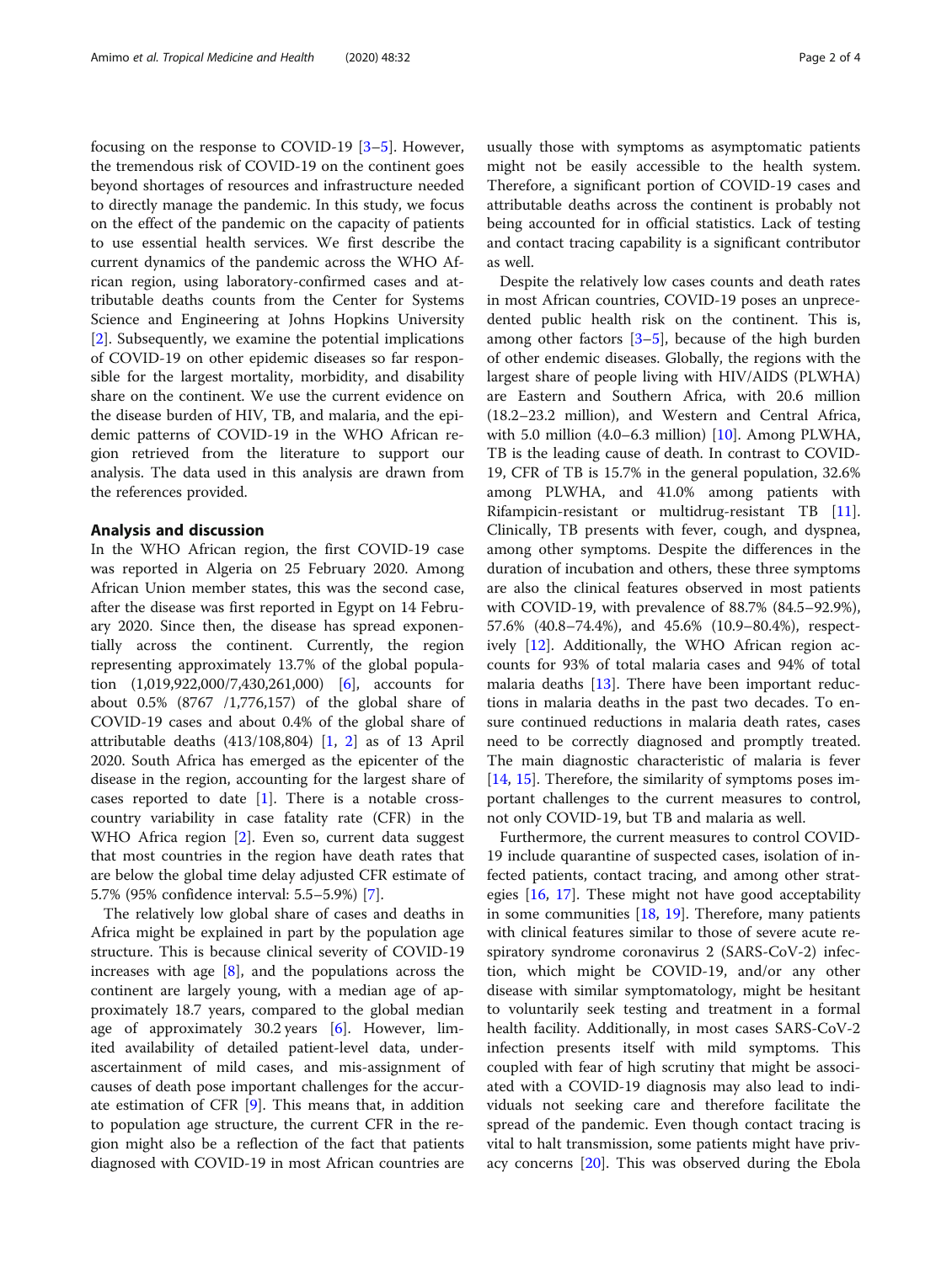focusing on the response to COVID-19 [3–5]. However, the tremendous risk of COVID-19 on the continent goes beyond shortages of resources and infrastructure needed to directly manage the pandemic. In this study, we focus on the effect of the pandemic on the capacity of patients to use essential health services. We first describe the current dynamics of the pandemic across the WHO African region, using laboratory-confirmed cases and attributable deaths counts from the Center for Systems Science and Engineering at Johns Hopkins University [2]. Subsequently, we examine the potential implications of COVID-19 on other epidemic diseases so far responsible for the largest mortality, morbidity, and disability share on the continent. We use the current evidence on the disease burden of HIV, TB, and malaria, and the epidemic patterns of COVID-19 in the WHO African region retrieved from the literature to support our analysis. The data used in this analysis are drawn from the references provided.

## Analysis and discussion

In the WHO African region, the first COVID-19 case was reported in Algeria on 25 February 2020. Among African Union member states, this was the second case, after the disease was first reported in Egypt on 14 February 2020. Since then, the disease has spread exponentially across the continent. Currently, the region representing approximately 13.7% of the global population (1,019,922,000/7,430,261,000) [6], accounts for about 0.5% (8767 /1,776,157) of the global share of COVID-19 cases and about 0.4% of the global share of attributable deaths (413/108,804) [1, 2] as of 13 April 2020. South Africa has emerged as the epicenter of the disease in the region, accounting for the largest share of cases reported to date [1]. There is a notable cross-country variability in case fatality rate (CFR) in the WHO Africa region [2]. Even so, current data suggest that most countries in the region have death rates that are below the global time delay adjusted CFR estimate of 5.7% (95% confidence interval: 5.5–5.9%) [7].

The relatively low global share of cases and deaths in Africa might be explained in part by the population age structure. This is because clinical severity of COVID-19 increases with age [8], and the populations across the continent are largely young, with a median age of approximately 18.7 years, compared to the global median age of approximately 30.2 years [6]. However, limited availability of detailed patient-level data, under-ascertainment of mild cases, and mis-assignment of causes of death pose important challenges for the accurate estimation of CFR [9]. This means that, in addition to population age structure, the current CFR in the region might also be a reflection of the fact that patients diagnosed with COVID-19 in most African countries are usually those with symptoms as asymptomatic patients might not be easily accessible to the health system. Therefore, a significant portion of COVID-19 cases and attributable deaths across the continent is probably not being accounted for in official statistics. Lack of testing and contact tracing capability is a significant contributor as well.

Despite the relatively low cases counts and death rates in most African countries, COVID-19 poses an unprecedented public health risk on the continent. This is, among other factors [3–5], because of the high burden of other endemic diseases. Globally, the regions with the largest share of people living with HIV/AIDS (PLWHA) are Eastern and Southern Africa, with 20.6 million (18.2–23.2 million), and Western and Central Africa, with 5.0 million (4.0–6.3 million) [10]. Among PLWHA, TB is the leading cause of death. In contrast to COVID-19, CFR of TB is 15.7% in the general population, 32.6% among PLWHA, and 41.0% among patients with Rifampicin-resistant or multidrug-resistant TB [11]. Clinically, TB presents with fever, cough, and dyspnea, among other symptoms. Despite the differences in the duration of incubation and others, these three symptoms are also the clinical features observed in most patients with COVID-19, with prevalence of 88.7% (84.5–92.9%), 57.6% (40.8–74.4%), and 45.6% (10.9–80.4%), respectively [12]. Additionally, the WHO African region accounts for 93% of total malaria cases and 94% of total malaria deaths [13]. There have been important reductions in malaria deaths in the past two decades. To ensure continued reductions in malaria death rates, cases need to be correctly diagnosed and promptly treated. The main diagnostic characteristic of malaria is fever [14, 15]. Therefore, the similarity of symptoms poses important challenges to the current measures to control, not only COVID-19, but TB and malaria as well.

Furthermore, the current measures to control COVID-19 include quarantine of suspected cases, isolation of infected patients, contact tracing, and among other strategies [16, 17]. These might not have good acceptability in some communities [18, 19]. Therefore, many patients with clinical features similar to those of severe acute respiratory syndrome coronavirus 2 (SARS-CoV-2) infection, which might be COVID-19, and/or any other disease with similar symptomatology, might be hesitant to voluntarily seek testing and treatment in a formal health facility. Additionally, in most cases SARS-CoV-2 infection presents itself with mild symptoms. This coupled with fear of high scrutiny that might be associated with a COVID-19 diagnosis may also lead to individuals not seeking care and therefore facilitate the spread of the pandemic. Even though contact tracing is vital to halt transmission, some patients might have privacy concerns [20]. This was observed during the Ebola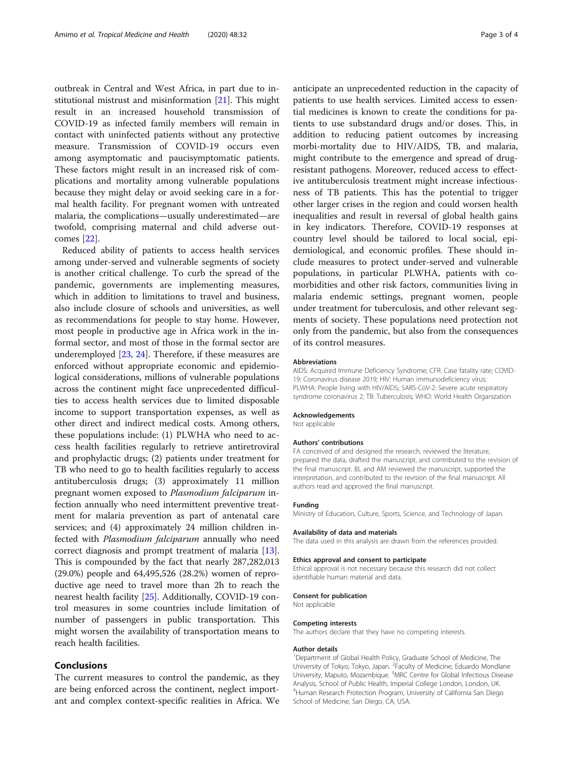outbreak in Central and West Africa, in part due to institutional mistrust and misinformation [21]. This might result in an increased household transmission of COVID-19 as infected family members will remain in contact with uninfected patients without any protective measure. Transmission of COVID-19 occurs even among asymptomatic and paucisymptomatic patients. These factors might result in an increased risk of complications and mortality among vulnerable populations because they might delay or avoid seeking care in a formal health facility. For pregnant women with untreated malaria, the complications—usually underestimated—are twofold, comprising maternal and child adverse outcomes [22].

Reduced ability of patients to access health services among under-served and vulnerable segments of society is another critical challenge. To curb the spread of the pandemic, governments are implementing measures, which in addition to limitations to travel and business, also include closure of schools and universities, as well as recommendations for people to stay home. However, most people in productive age in Africa work in the informal sector, and most of those in the formal sector are underemployed [23, 24]. Therefore, if these measures are enforced without appropriate economic and epidemiological considerations, millions of vulnerable populations across the continent might face unprecedented difficulties to access health services due to limited disposable income to support transportation expenses, as well as other direct and indirect medical costs. Among others, these populations include: (1) PLWHA who need to access health facilities regularly to retrieve antiretroviral and prophylactic drugs; (2) patients under treatment for TB who need to go to health facilities regularly to access antituberculosis drugs; (3) approximately 11 million pregnant women exposed to *Plasmodium falciparum* infection annually who need intermittent preventive treatment for malaria prevention as part of antenatal care services; and (4) approximately 24 million children infected with *Plasmodium falciparum* annually who need correct diagnosis and prompt treatment of malaria [13]. This is compounded by the fact that nearly 287,282,013 (29.0%) people and 64,495,526 (28.2%) women of reproductive age need to travel more than 2h to reach the nearest health facility [25]. Additionally, COVID-19 control measures in some countries include limitation of number of passengers in public transportation. This might worsen the availability of transportation means to reach health facilities.

## Conclusions

The current measures to control the pandemic, as they are being enforced across the continent, neglect important and complex context-specific realities in Africa. We anticipate an unprecedented reduction in the capacity of patients to use health services. Limited access to essential medicines is known to create the conditions for patients to use substandard drugs and/or doses. This, in addition to reducing patient outcomes by increasing morbi-mortality due to HIV/AIDS, TB, and malaria, might contribute to the emergence and spread of drug-resistant pathogens. Moreover, reduced access to effective antituberculosis treatment might increase infectiousness of TB patients. This has the potential to trigger other larger crises in the region and could worsen health inequalities and result in reversal of global health gains in key indicators. Therefore, COVID-19 responses at country level should be tailored to local social, epidemiological, and economic profiles. These should include measures to protect under-served and vulnerable populations, in particular PLWHA, patients with comorbidities and other risk factors, communities living in malaria endemic settings, pregnant women, people under treatment for tuberculosis, and other relevant segments of society. These populations need protection not only from the pandemic, but also from the consequences of its control measures.

#### Abbreviations

AIDS: Acquired Immune Deficiency Syndrome; CFR: Case fatality rate; COVID-19: Coronavirus disease 2019; HIV: Human immunodeficiency virus; PLWHA: People living with HIV/AIDS; SARS-CoV-2: Severe acute respiratory syndrome coronavirus 2; TB: Tuberculosis; WHO: World Health Organization

#### Acknowledgements

Not applicable

#### Authors' contributions

FA conceived of and designed the research, reviewed the literature, prepared the data, drafted the manuscript, and contributed to the revision of the final manuscript. BL and AM reviewed the manuscript, supported the interpretation, and contributed to the revision of the final manuscript. All authors read and approved the final manuscript.

#### Funding

Ministry of Education, Culture, Sports, Science, and Technology of Japan.

#### Availability of data and materials

The data used in this analysis are drawn from the references provided.

#### Ethics approval and consent to participate

Ethical approval is not necessary because this research did not collect identifiable human material and data.

#### Consent for publication

Not applicable

#### Competing interests

The authors declare that they have no competing interests.

#### Author details

[1]Department of Global Health Policy, Graduate School of Medicine, The University of Tokyo, Tokyo, Japan. [2]Faculty of Medicine, Eduardo Mondlane University, Maputo, Mozambique. [3]MRC Centre for Global Infectious Disease Analysis, School of Public Health, Imperial College London, London, UK. [4]Human Research Protection Program, University of California San Diego School of Medicine, San Diego, CA, USA.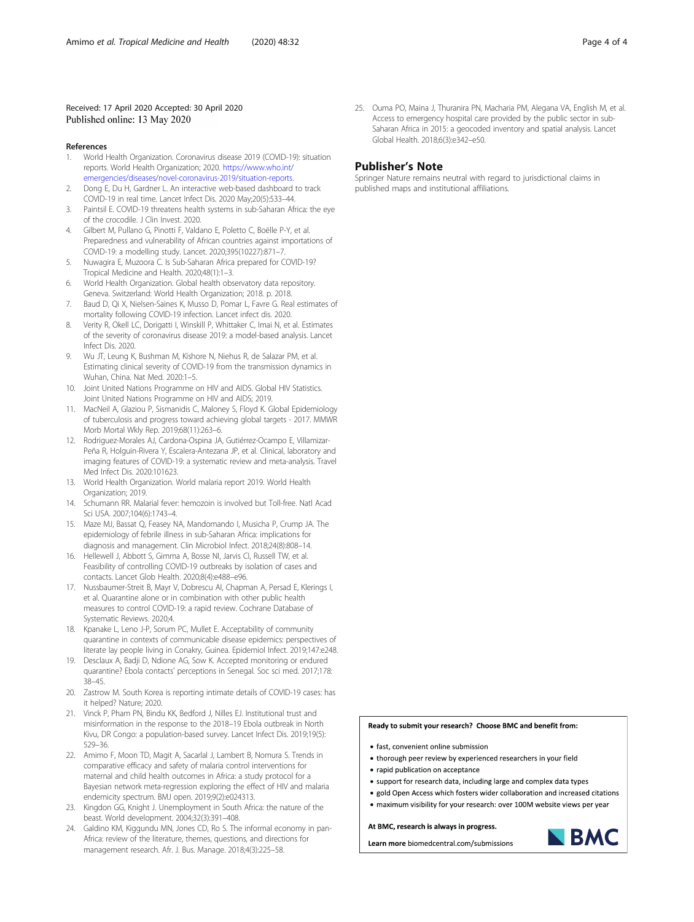Received: 17 April 2020 Accepted: 30 April 2020
Published online: 13 May 2020

#### References

1. World Health Organization. Coronavirus disease 2019 (COVID-19): situation reports. World Health Organization; 2020. https://www.who.int/emergencies/diseases/novel-coronavirus-2019/situation-reports.
2. Dong E, Du H, Gardner L. An interactive web-based dashboard to track COVID-19 in real time. Lancet Infect Dis. 2020 May;20(5):533–44.
3. Paintsil E. COVID-19 threatens health systems in sub-Saharan Africa: the eye of the crocodile. J Clin Invest. 2020.
4. Gilbert M, Pullano G, Pinotti F, Valdano E, Poletto C, Boëlle P-Y, et al. Preparedness and vulnerability of African countries against importations of COVID-19: a modelling study. Lancet. 2020;395(10227):871–7.
5. Nuwagira E, Muzoora C. Is Sub-Saharan Africa prepared for COVID-19? Tropical Medicine and Health. 2020;48(1):1–3.
6. World Health Organization. Global health observatory data repository. Geneva. Switzerland: World Health Organization; 2018. p. 2018.
7. Baud D, Qi X, Nielsen-Saines K, Musso D, Pomar L, Favre G. Real estimates of mortality following COVID-19 infection. Lancet infect dis. 2020.
8. Verity R, Okell LC, Dorigatti I, Winskill P, Whittaker C, Imai N, et al. Estimates of the severity of coronavirus disease 2019: a model-based analysis. Lancet Infect Dis. 2020.
9. Wu JT, Leung K, Bushman M, Kishore N, Niehus R, de Salazar PM, et al. Estimating clinical severity of COVID-19 from the transmission dynamics in Wuhan, China. Nat Med. 2020:1–5.
10. Joint United Nations Programme on HIV and AIDS. Global HIV Statistics. Joint United Nations Programme on HIV and AIDS; 2019.
11. MacNeil A, Glaziou P, Sismanidis C, Maloney S, Floyd K. Global Epidemiology of tuberculosis and progress toward achieving global targets - 2017. MMWR Morb Mortal Wkly Rep. 2019;68(11):263–6.
12. Rodriguez-Morales AJ, Cardona-Ospina JA, Gutiérrez-Ocampo E, Villamizar-Peña R, Holguin-Rivera Y, Escalera-Antezana JP, et al. Clinical, laboratory and imaging features of COVID-19: a systematic review and meta-analysis. Travel Med Infect Dis. 2020:101623.
13. World Health Organization. World malaria report 2019. World Health Organization; 2019.
14. Schumann RR. Malarial fever: hemozoin is involved but Toll-free. Natl Acad Sci USA. 2007;104(6):1743–4.
15. Maze MJ, Bassat Q, Feasey NA, Mandomando I, Musicha P, Crump JA. The epidemiology of febrile illness in sub-Saharan Africa: implications for diagnosis and management. Clin Microbiol Infect. 2018;24(8):808–14.
16. Hellewell J, Abbott S, Gimma A, Bosse NI, Jarvis CI, Russell TW, et al. Feasibility of controlling COVID-19 outbreaks by isolation of cases and contacts. Lancet Glob Health. 2020;8(4):e488–e96.
17. Nussbaumer-Streit B, Mayr V, Dobrescu AI, Chapman A, Persad E, Klerings I, et al. Quarantine alone or in combination with other public health measures to control COVID-19: a rapid review. Cochrane Database of Systematic Reviews. 2020;4.
18. Kpanake L, Leno J-P, Sorum PC, Mullet E. Acceptability of community quarantine in contexts of communicable disease epidemics: perspectives of literate lay people living in Conakry, Guinea. Epidemiol Infect. 2019;147:e248.
19. Desclaux A, Badji D, Ndione AG, Sow K. Accepted monitoring or endured quarantine? Ebola contacts' perceptions in Senegal. Soc sci med. 2017;178: 38–45.
20. Zastrow M. South Korea is reporting intimate details of COVID-19 cases: has it helped? Nature; 2020.
21. Vinck P, Pham PN, Bindu KK, Bedford J, Nilles EJ. Institutional trust and misinformation in the response to the 2018–19 Ebola outbreak in North Kivu, DR Congo: a population-based survey. Lancet Infect Dis. 2019;19(5): 529–36.
22. Amimo F, Moon TD, Magit A, Sacarlal J, Lambert B, Nomura S. Trends in comparative efficacy and safety of malaria control interventions for maternal and child health outcomes in Africa: a study protocol for a Bayesian network meta-regression exploring the effect of HIV and malaria endemicity spectrum. BMJ open. 2019;9(2):e024313.
23. Kingdon GG, Knight J. Unemployment in South Africa: the nature of the beast. World development. 2004;32(3):391–408.
24. Galdino KM, Kiggundu MN, Jones CD, Ro S. The informal economy in pan-Africa: review of the literature, themes, questions, and directions for management research. Afr. J. Bus. Manage. 2018;4(3):225–58.
25. Ouma PO, Maina J, Thuranira PN, Macharia PM, Alegana VA, English M, et al. Access to emergency hospital care provided by the public sector in sub-Saharan Africa in 2015: a geocoded inventory and spatial analysis. Lancet Global Health. 2018;6(3):e342–e50.

## Publisher's Note

Springer Nature remains neutral with regard to jurisdictional claims in published maps and institutional affiliations.

**Ready to submit your research? Choose BMC and benefit from:**

- fast, convenient online submission
- thorough peer review by experienced researchers in your field
- rapid publication on acceptance
- support for research data, including large and complex data types
- gold Open Access which fosters wider collaboration and increased citations
- maximum visibility for your research: over 100M website views per year

**At BMC, research is always in progress.**

**Learn more** biomedcentral.com/submissions

BMC